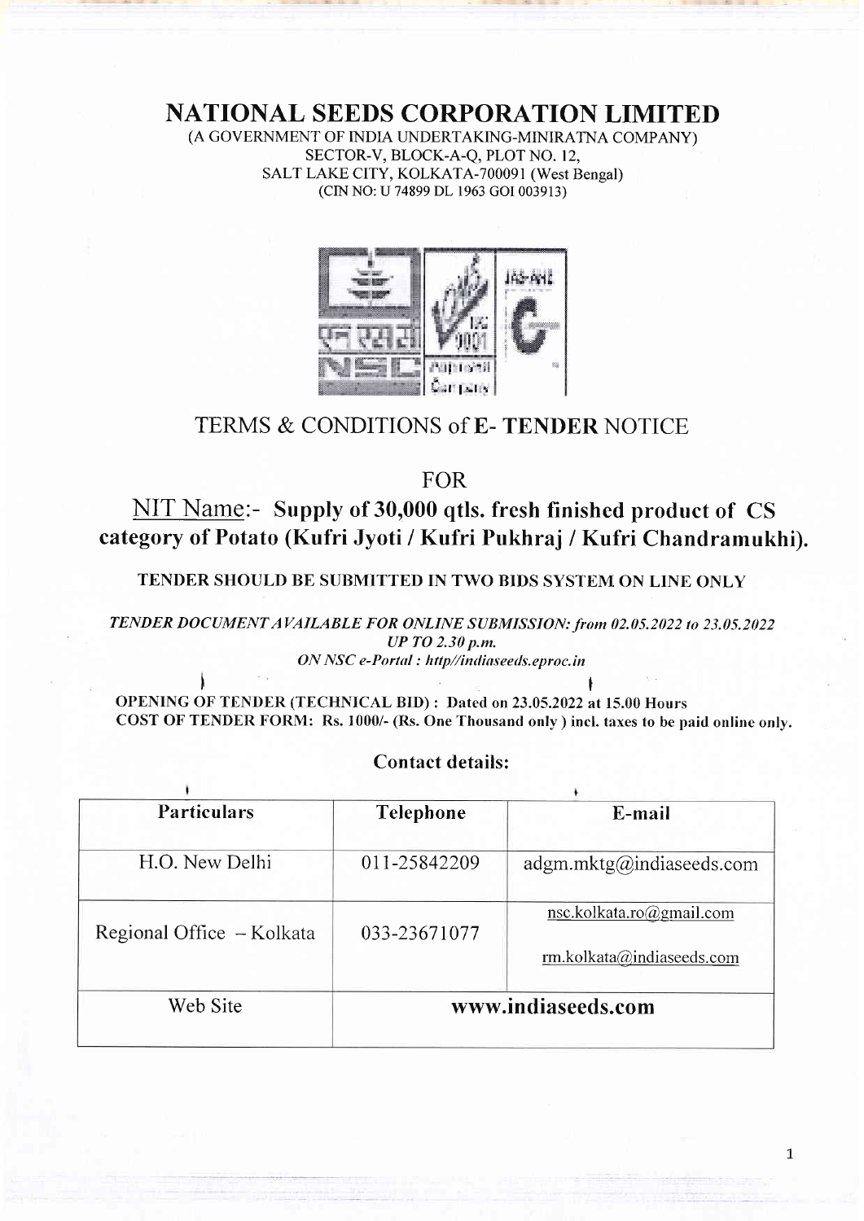# NATIONAL SEEDS CORPORATION LIMITED

(A GOVERNMENT OF INDIA UNDERTAKING-MINIRATNA COMPANY)
SECTOR-V, BLOCK-A-Q, PLOT NO. 12,
SALT LAKE CITY, KOLKATA-700091 (West Bengal)
(CIN NO: U 74899 DL 1963 GOI 003913)

## TERMS & CONDITIONS of E- TENDER NOTICE

## FOR

## NIT Name:- Supply of 30,000 qtls. fresh finished product of CS category of Potato (Kufri Jyoti / Kufri Pukhraj / Kufri Chandramukhi).

**TENDER SHOULD BE SUBMITTED IN TWO BIDS SYSTEM ON LINE ONLY**

***TENDER DOCUMENT AVAILABLE FOR ONLINE SUBMISSION: from 02.05.2022 to 23.05.2022 UP TO 2.30 p.m.***
*ON NSC e-Portal : http//indiaseeds.eproc.in*

**OPENING OF TENDER (TECHNICAL BID) : Dated on 23.05.2022 at 15.00 Hours**
**COST OF TENDER FORM: Rs. 1000/- (Rs. One Thousand only ) incl. taxes to be paid online only.**

**Contact details:**

| Particulars | Telephone | E-mail |
|---|---|---|
| H.O. New Delhi | 011-25842209 | adgm.mktg@indiaseeds.com |
| Regional Office – Kolkata | 033-23671077 | nsc.kolkata.ro@gmail.com<br>rm.kolkata@indiaseeds.com |
| Web Site | www.indiaseeds.com | |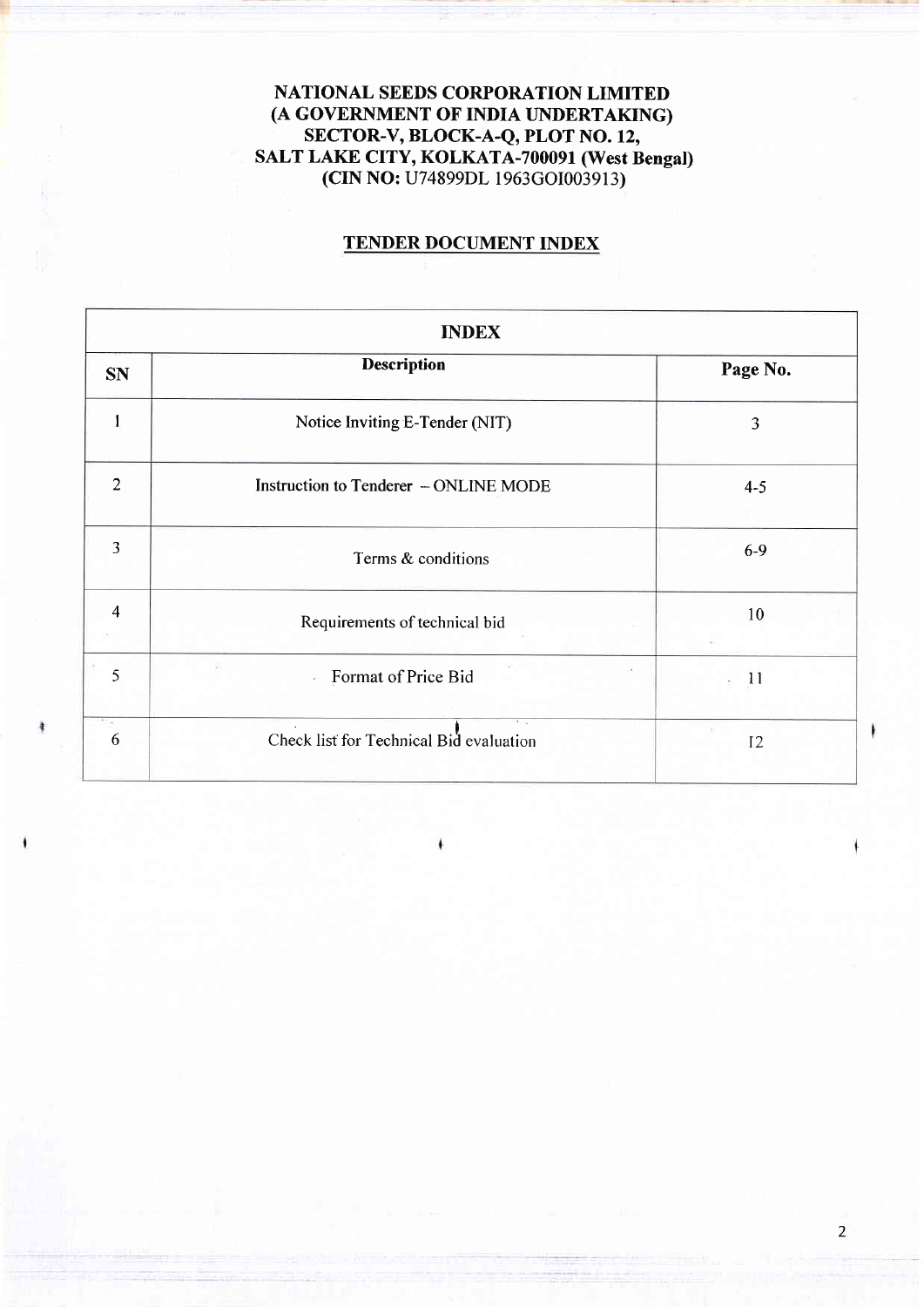**NATIONAL SEEDS CORPORATION LIMITED**
**(A GOVERNMENT OF INDIA UNDERTAKING)**
**SECTOR-V, BLOCK-A-Q, PLOT NO. 12,**
**SALT LAKE CITY, KOLKATA-700091 (West Bengal)**
**(CIN NO:** U74899DL 1963GOI003913)

## TENDER DOCUMENT INDEX

| INDEX | | |
|---|---|---|
| **SN** | **Description** | **Page No.** |
| 1 | Notice Inviting E-Tender (NIT) | 3 |
| 2 | Instruction to Tenderer – ONLINE MODE | 4-5 |
| 3 | Terms & conditions | 6-9 |
| 4 | Requirements of technical bid | 10 |
| 5 | Format of Price Bid | 11 |
| 6 | Check list for Technical Bid evaluation | 12 |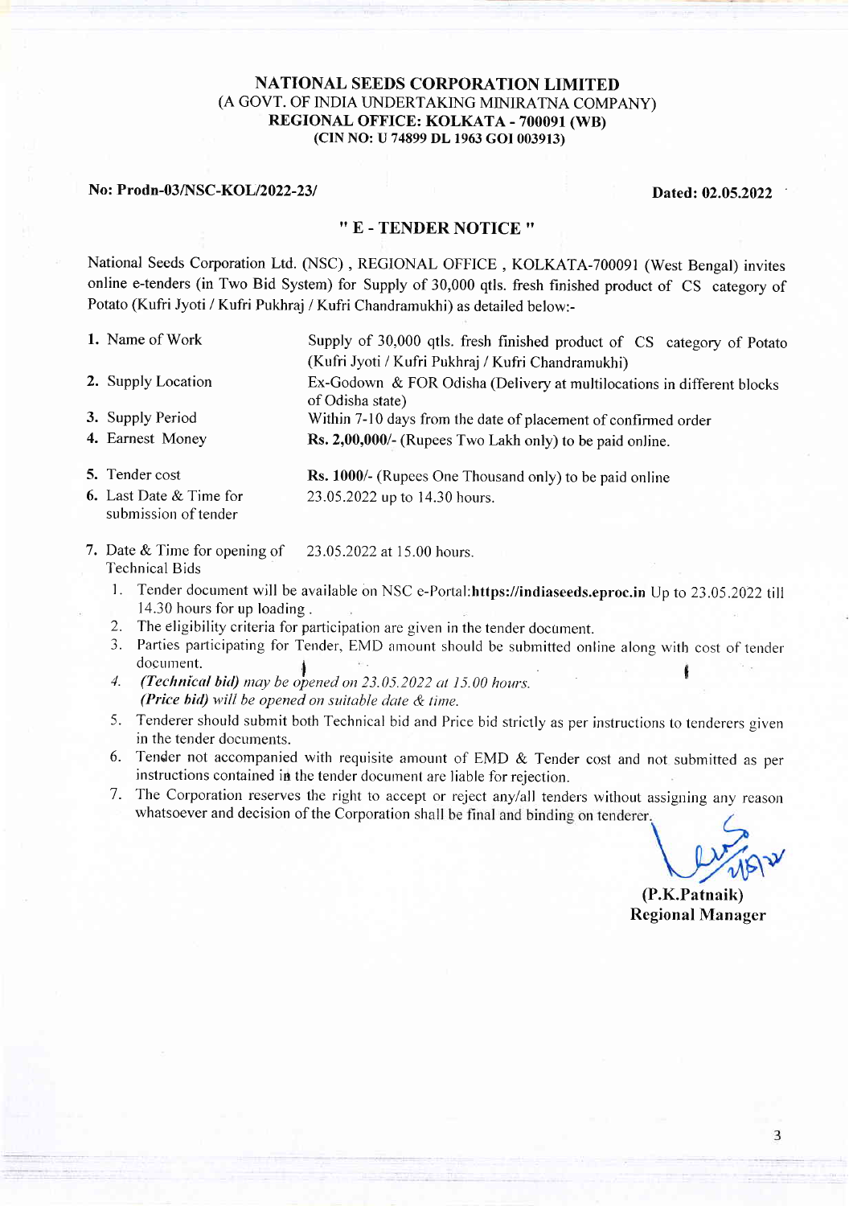**NATIONAL SEEDS CORPORATION LIMITED**
(A GOVT. OF INDIA UNDERTAKING MINIRATNA COMPANY)
**REGIONAL OFFICE: KOLKATA - 700091 (WB)**
**(CIN NO: U 74899 DL 1963 GOI 003913)**

**No: Prodn-03/NSC-KOL/2022-23/** **Dated: 02.05.2022**

## " E - TENDER NOTICE "

National Seeds Corporation Ltd. (NSC) , REGIONAL OFFICE , KOLKATA-700091 (West Bengal) invites online e-tenders (in Two Bid System) for Supply of 30,000 qtls. fresh finished product of CS category of Potato (Kufri Jyoti / Kufri Pukhraj / Kufri Chandramukhi) as detailed below:-

| | |
|---|---|
| **1.** Name of Work | Supply of 30,000 qtls. fresh finished product of CS category of Potato (Kufri Jyoti / Kufri Pukhraj / Kufri Chandramukhi) |
| **2.** Supply Location | Ex-Godown & FOR Odisha (Delivery at multilocations in different blocks of Odisha state) |
| **3.** Supply Period | Within 7-10 days from the date of placement of confirmed order |
| **4.** Earnest Money | **Rs. 2,00,000/-** (Rupees Two Lakh only) to be paid online. |
| **5.** Tender cost | **Rs. 1000/-** (Rupees One Thousand only) to be paid online |
| **6.** Last Date & Time for submission of tender | 23.05.2022 up to 14.30 hours. |
| **7.** Date & Time for opening of Technical Bids | 23.05.2022 at 15.00 hours. |

1. Tender document will be available on NSC e-Portal:**https://indiaseeds.eproc.in** Up to 23.05.2022 till 14.30 hours for up loading .
2. The eligibility criteria for participation are given in the tender document.
3. Parties participating for Tender, EMD amount should be submitted online along with cost of tender document.
4. ***(Technical bid)*** *may be opened on 23.05.2022 at 15.00 hours.*
   ***(Price bid)*** *will be opened on suitable date & time.*
5. Tenderer should submit both Technical bid and Price bid strictly as per instructions to tenderers given in the tender documents.
6. Tender not accompanied with requisite amount of EMD & Tender cost and not submitted as per instructions contained in the tender document are liable for rejection.
7. The Corporation reserves the right to accept or reject any/all tenders without assigning any reason whatsoever and decision of the Corporation shall be final and binding on tenderer.

**(P.K.Patnaik)**
**Regional Manager**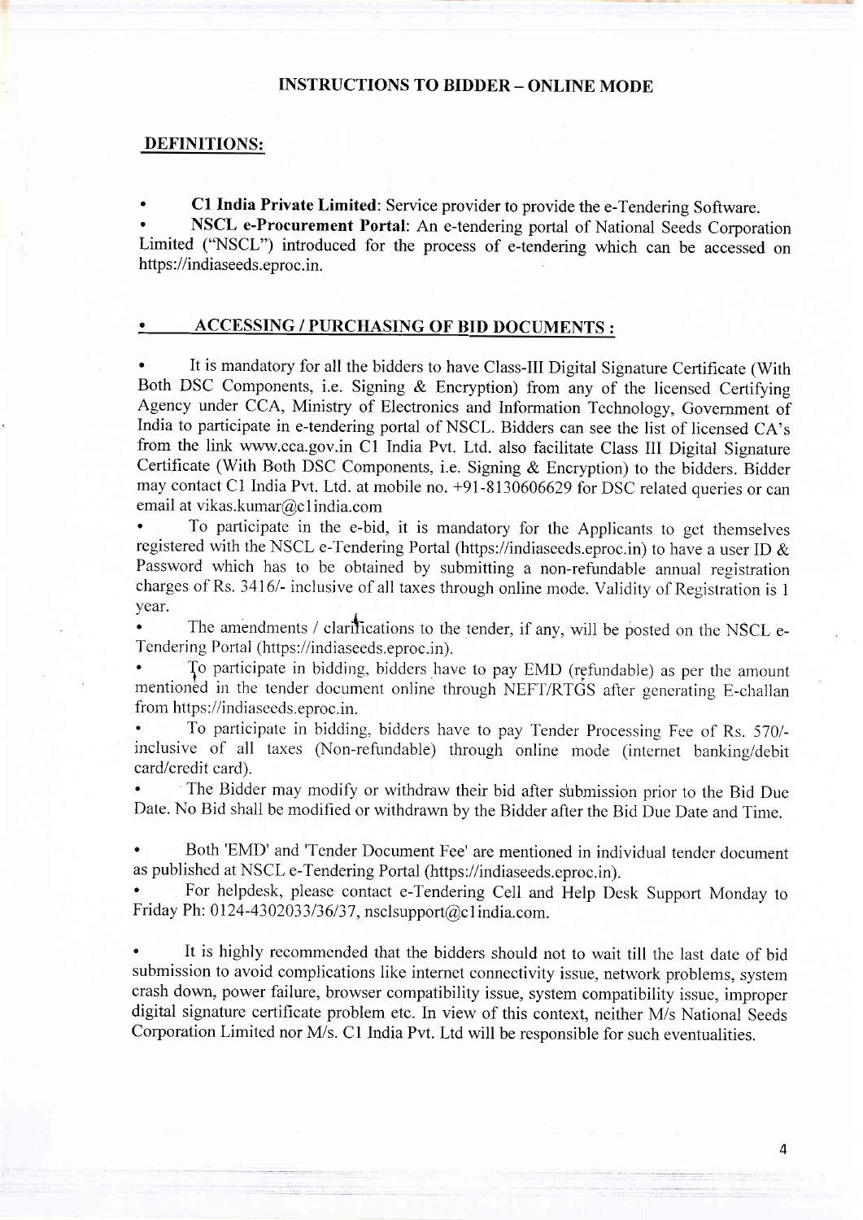## INSTRUCTIONS TO BIDDER – ONLINE MODE

### DEFINITIONS:

- **C1 India Private Limited**: Service provider to provide the e-Tendering Software.
- **NSCL e-Procurement Portal**: An e-tendering portal of National Seeds Corporation Limited ("NSCL") introduced for the process of e-tendering which can be accessed on https://indiaseeds.eproc.in.

### • ACCESSING / PURCHASING OF BID DOCUMENTS :

- It is mandatory for all the bidders to have Class-III Digital Signature Certificate (With Both DSC Components, i.e. Signing & Encryption) from any of the licensed Certifying Agency under CCA, Ministry of Electronics and Information Technology, Government of India to participate in e-tendering portal of NSCL. Bidders can see the list of licensed CA's from the link www.cca.gov.in C1 India Pvt. Ltd. also facilitate Class III Digital Signature Certificate (With Both DSC Components, i.e. Signing & Encryption) to the bidders. Bidder may contact C1 India Pvt. Ltd. at mobile no. +91-8130606629 for DSC related queries or can email at vikas.kumar@c1india.com
- To participate in the e-bid, it is mandatory for the Applicants to get themselves registered with the NSCL e-Tendering Portal (https://indiaseeds.eproc.in) to have a user ID & Password which has to be obtained by submitting a non-refundable annual registration charges of Rs. 3416/- inclusive of all taxes through online mode. Validity of Registration is 1 year.
- The amendments / clarifications to the tender, if any, will be posted on the NSCL e-Tendering Portal (https://indiaseeds.eproc.in).
- To participate in bidding, bidders have to pay EMD (refundable) as per the amount mentioned in the tender document online through NEFT/RTGS after generating E-challan from https://indiaseeds.eproc.in.
- To participate in bidding, bidders have to pay Tender Processing Fee of Rs. 570/- inclusive of all taxes (Non-refundable) through online mode (internet banking/debit card/credit card).
- The Bidder may modify or withdraw their bid after submission prior to the Bid Due Date. No Bid shall be modified or withdrawn by the Bidder after the Bid Due Date and Time.
- Both 'EMD' and 'Tender Document Fee' are mentioned in individual tender document as published at NSCL e-Tendering Portal (https://indiaseeds.eproc.in).
- For helpdesk, please contact e-Tendering Cell and Help Desk Support Monday to Friday Ph: 0124-4302033/36/37, nsclsupport@c1india.com.
- It is highly recommended that the bidders should not to wait till the last date of bid submission to avoid complications like internet connectivity issue, network problems, system crash down, power failure, browser compatibility issue, system compatibility issue, improper digital signature certificate problem etc. In view of this context, neither M/s National Seeds Corporation Limited nor M/s. C1 India Pvt. Ltd will be responsible for such eventualities.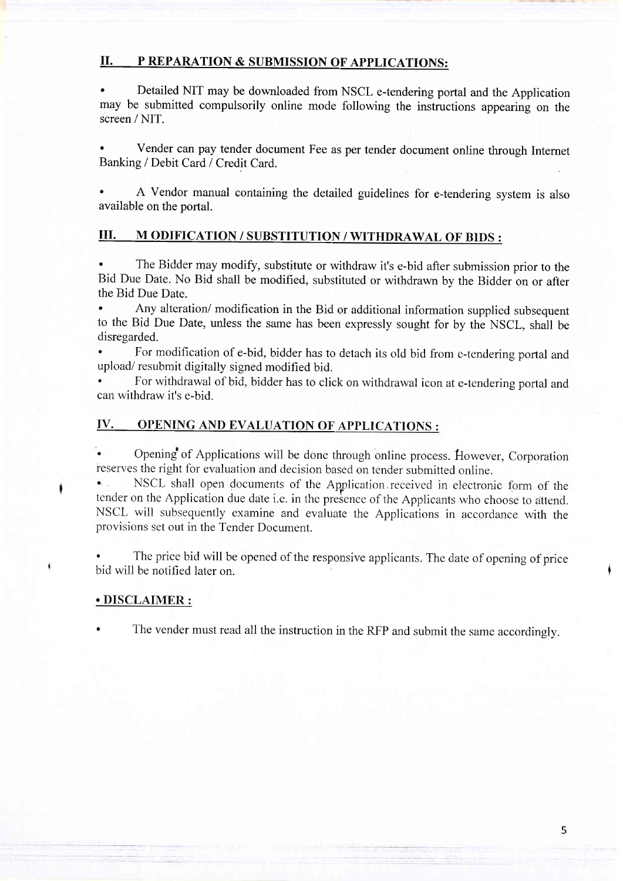## II. P REPARATION & SUBMISSION OF APPLICATIONS:

- Detailed NIT may be downloaded from NSCL e-tendering portal and the Application may be submitted compulsorily online mode following the instructions appearing on the screen / NIT.

- Vender can pay tender document Fee as per tender document online through Internet Banking / Debit Card / Credit Card.

- A Vendor manual containing the detailed guidelines for e-tendering system is also available on the portal.

## III. M ODIFICATION / SUBSTITUTION / WITHDRAWAL OF BIDS :

- The Bidder may modify, substitute or withdraw it's e-bid after submission prior to the Bid Due Date. No Bid shall be modified, substituted or withdrawn by the Bidder on or after the Bid Due Date.
- Any alteration/ modification in the Bid or additional information supplied subsequent to the Bid Due Date, unless the same has been expressly sought for by the NSCL, shall be disregarded.
- For modification of e-bid, bidder has to detach its old bid from e-tendering portal and upload/ resubmit digitally signed modified bid.
- For withdrawal of bid, bidder has to click on withdrawal icon at e-tendering portal and can withdraw it's e-bid.

## IV. OPENING AND EVALUATION OF APPLICATIONS :

- Opening of Applications will be done through online process. However, Corporation reserves the right for evaluation and decision based on tender submitted online.
- NSCL shall open documents of the Application received in electronic form of the tender on the Application due date i.e. in the presence of the Applicants who choose to attend. NSCL will subsequently examine and evaluate the Applications in accordance with the provisions set out in the Tender Document.

- The price bid will be opened of the responsive applicants. The date of opening of price bid will be notified later on.

## • DISCLAIMER :

- The vender must read all the instruction in the RFP and submit the same accordingly.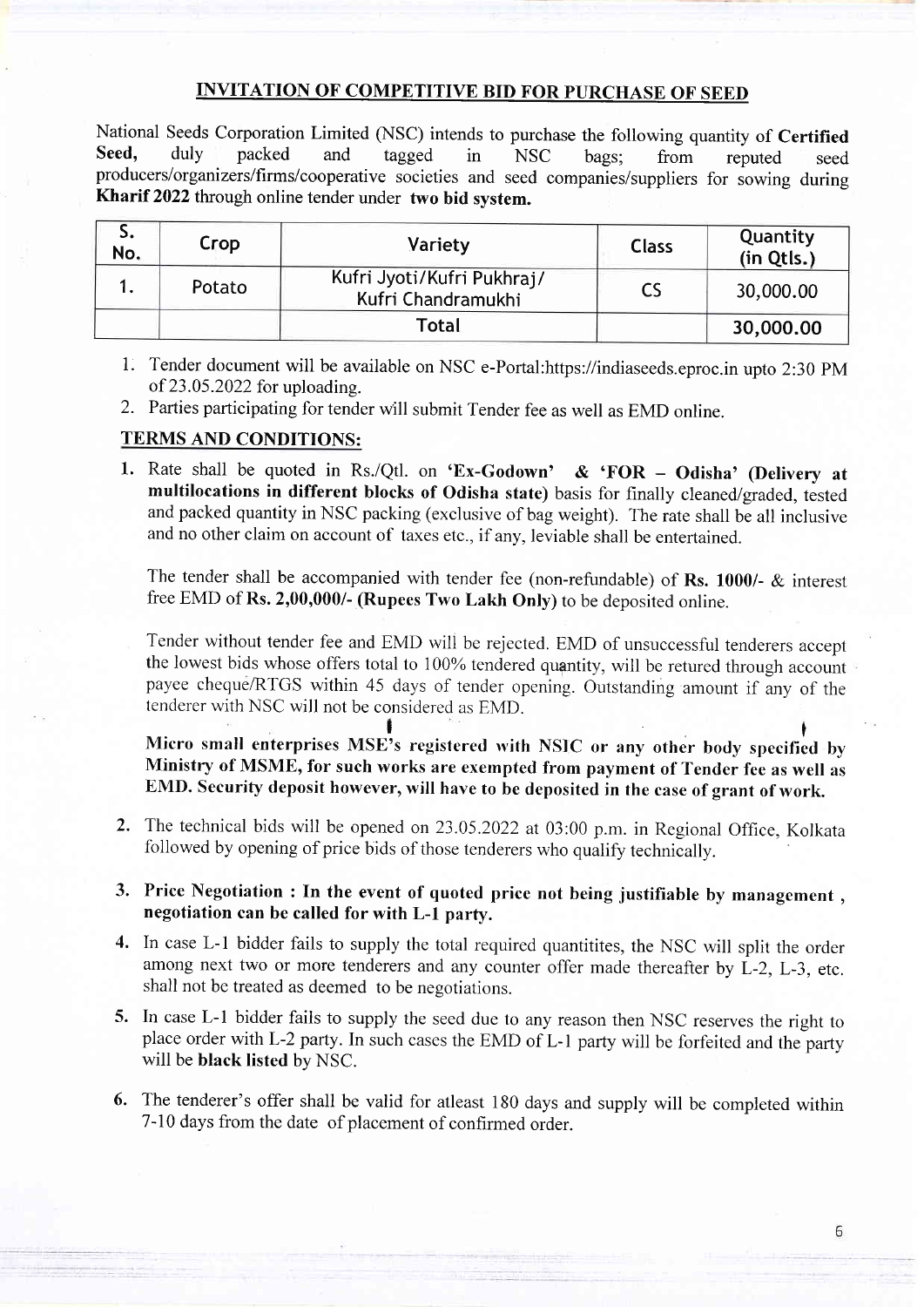## INVITATION OF COMPETITIVE BID FOR PURCHASE OF SEED

National Seeds Corporation Limited (NSC) intends to purchase the following quantity of **Certified Seed,** duly packed and tagged in NSC bags; from reputed seed producers/organizers/firms/cooperative societies and seed companies/suppliers for sowing during **Kharif 2022** through online tender under **two bid system.**

| S. No. | Crop | Variety | Class | Quantity (in Qtls.) |
|---|---|---|---|---|
| 1. | Potato | Kufri Jyoti/Kufri Pukhraj/ Kufri Chandramukhi | CS | 30,000.00 |
| | | Total | | **30,000.00** |

1. Tender document will be available on NSC e-Portal:https://indiaseeds.eproc.in upto 2:30 PM of 23.05.2022 for uploading.
2. Parties participating for tender will submit Tender fee as well as EMD online.

### TERMS AND CONDITIONS:

1. Rate shall be quoted in Rs./Qtl. on **'Ex-Godown' & 'FOR – Odisha' (Delivery at multilocations in different blocks of Odisha state)** basis for finally cleaned/graded, tested and packed quantity in NSC packing (exclusive of bag weight). The rate shall be all inclusive and no other claim on account of taxes etc., if any, leviable shall be entertained.

   The tender shall be accompanied with tender fee (non-refundable) of **Rs. 1000/-** & interest free EMD of **Rs. 2,00,000/- (Rupees Two Lakh Only)** to be deposited online.

   Tender without tender fee and EMD will be rejected. EMD of unsuccessful tenderers accept the lowest bids whose offers total to 100% tendered quantity, will be retured through account payee cheque/RTGS within 45 days of tender opening. Outstanding amount if any of the tenderer with NSC will not be considered as EMD.

   **Micro small enterprises MSE's registered with NSIC or any other body specified by Ministry of MSME, for such works are exempted from payment of Tender fee as well as EMD. Security deposit however, will have to be deposited in the case of grant of work.**

2. The technical bids will be opened on 23.05.2022 at 03:00 p.m. in Regional Office, Kolkata followed by opening of price bids of those tenderers who qualify technically.

3. **Price Negotiation : In the event of quoted price not being justifiable by management , negotiation can be called for with L-1 party.**

4. In case L-1 bidder fails to supply the total required quantitites, the NSC will split the order among next two or more tenderers and any counter offer made thereafter by L-2, L-3, etc. shall not be treated as deemed to be negotiations.

5. In case L-1 bidder fails to supply the seed due to any reason then NSC reserves the right to place order with L-2 party. In such cases the EMD of L-1 party will be forfeited and the party will be **black listed** by NSC.

6. The tenderer's offer shall be valid for atleast 180 days and supply will be completed within 7-10 days from the date of placement of confirmed order.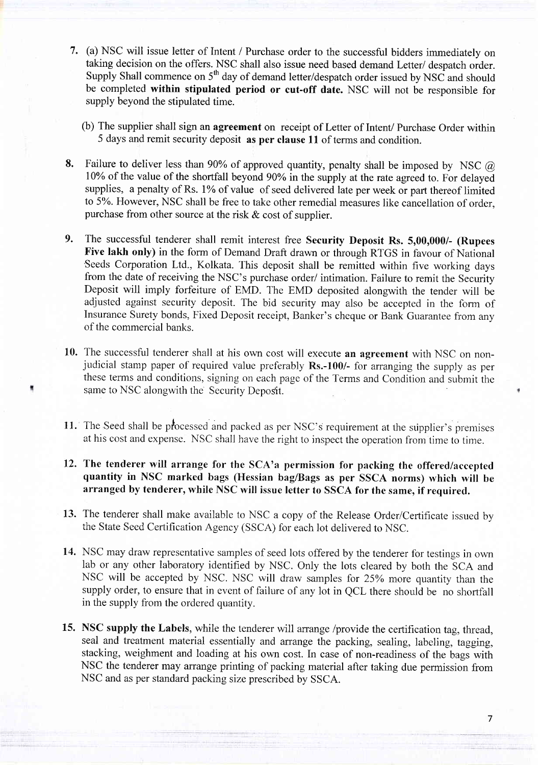7. (a) NSC will issue letter of Intent / Purchase order to the successful bidders immediately on taking decision on the offers. NSC shall also issue need based demand Letter/ despatch order. Supply Shall commence on 5th day of demand letter/despatch order issued by NSC and should be completed **within stipulated period or cut-off date.** NSC will not be responsible for supply beyond the stipulated time.

   (b) The supplier shall sign an **agreement** on receipt of Letter of Intent/ Purchase Order within 5 days and remit security deposit **as per clause 11** of terms and condition.

8. Failure to deliver less than 90% of approved quantity, penalty shall be imposed by NSC @ 10% of the value of the shortfall beyond 90% in the supply at the rate agreed to. For delayed supplies, a penalty of Rs. 1% of value of seed delivered late per week or part thereof limited to 5%. However, NSC shall be free to take other remedial measures like cancellation of order, purchase from other source at the risk & cost of supplier.

9. The successful tenderer shall remit interest free **Security Deposit Rs. 5,00,000/- (Rupees Five lakh only)** in the form of Demand Draft drawn or through RTGS in favour of National Seeds Corporation Ltd., Kolkata. This deposit shall be remitted within five working days from the date of receiving the NSC's purchase order/ intimation. Failure to remit the Security Deposit will imply forfeiture of EMD. The EMD deposited alongwith the tender will be adjusted against security deposit. The bid security may also be accepted in the form of Insurance Surety bonds, Fixed Deposit receipt, Banker's cheque or Bank Guarantee from any of the commercial banks.

10. The successful tenderer shall at his own cost will execute **an agreement** with NSC on non-judicial stamp paper of required value preferably **Rs.-100/-** for arranging the supply as per these terms and conditions, signing on each page of the Terms and Condition and submit the same to NSC alongwith the Security Deposit.

11. The Seed shall be processed and packed as per NSC's requirement at the supplier's premises at his cost and expense. NSC shall have the right to inspect the operation from time to time.

12. **The tenderer will arrange for the SCA'a permission for packing the offered/accepted quantity in NSC marked bags (Hessian bag/Bags as per SSCA norms) which will be arranged by tenderer, while NSC will issue letter to SSCA for the same, if required.**

13. The tenderer shall make available to NSC a copy of the Release Order/Certificate issued by the State Seed Certification Agency (SSCA) for each lot delivered to NSC.

14. NSC may draw representative samples of seed lots offered by the tenderer for testings in own lab or any other laboratory identified by NSC. Only the lots cleared by both the SCA and NSC will be accepted by NSC. NSC will draw samples for 25% more quantity than the supply order, to ensure that in event of failure of any lot in QCL there should be no shortfall in the supply from the ordered quantity.

15. **NSC supply the Labels**, while the tenderer will arrange /provide the certification tag, thread, seal and treatment material essentially and arrange the packing, sealing, labeling, tagging, stacking, weighment and loading at his own cost. In case of non-readiness of the bags with NSC the tenderer may arrange printing of packing material after taking due permission from NSC and as per standard packing size prescribed by SSCA.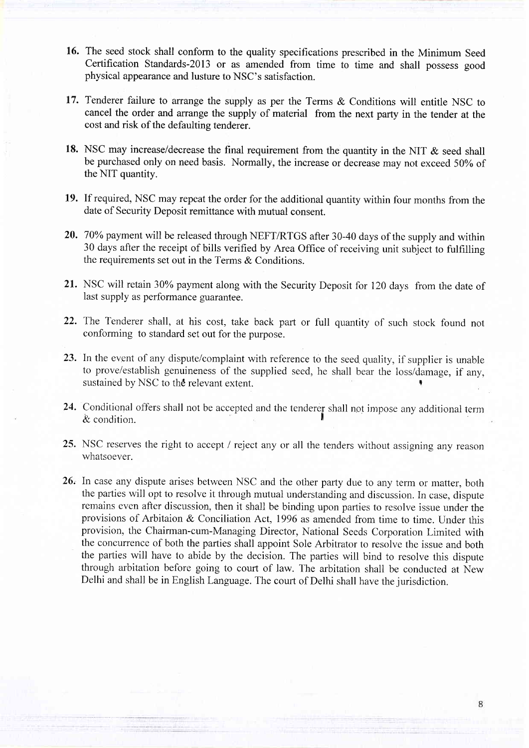16. The seed stock shall conform to the quality specifications prescribed in the Minimum Seed Certification Standards-2013 or as amended from time to time and shall possess good physical appearance and lusture to NSC's satisfaction.

17. Tenderer failure to arrange the supply as per the Terms & Conditions will entitle NSC to cancel the order and arrange the supply of material from the next party in the tender at the cost and risk of the defaulting tenderer.

18. NSC may increase/decrease the final requirement from the quantity in the NIT & seed shall be purchased only on need basis. Normally, the increase or decrease may not exceed 50% of the NIT quantity.

19. If required, NSC may repeat the order for the additional quantity within four months from the date of Security Deposit remittance with mutual consent.

20. 70% payment will be released through NEFT/RTGS after 30-40 days of the supply and within 30 days after the receipt of bills verified by Area Office of receiving unit subject to fulfilling the requirements set out in the Terms & Conditions.

21. NSC will retain 30% payment along with the Security Deposit for 120 days from the date of last supply as performance guarantee.

22. The Tenderer shall, at his cost, take back part or full quantity of such stock found not conforming to standard set out for the purpose.

23. In the event of any dispute/complaint with reference to the seed quality, if supplier is unable to prove/establish genuineness of the supplied seed, he shall bear the loss/damage, if any, sustained by NSC to the relevant extent.

24. Conditional offers shall not be accepted and the tenderer shall not impose any additional term & condition.

25. NSC reserves the right to accept / reject any or all the tenders without assigning any reason whatsoever.

26. In case any dispute arises between NSC and the other party due to any term or matter, both the parties will opt to resolve it through mutual understanding and discussion. In case, dispute remains even after discussion, then it shall be binding upon parties to resolve issue under the provisions of Arbitaion & Conciliation Act, 1996 as amended from time to time. Under this provision, the Chairman-cum-Managing Director, National Seeds Corporation Limited with the concurrence of both the parties shall appoint Sole Arbitrator to resolve the issue and both the parties will have to abide by the decision. The parties will bind to resolve this dispute through arbitation before going to court of law. The arbitation shall be conducted at New Delhi and shall be in English Language. The court of Delhi shall have the jurisdiction.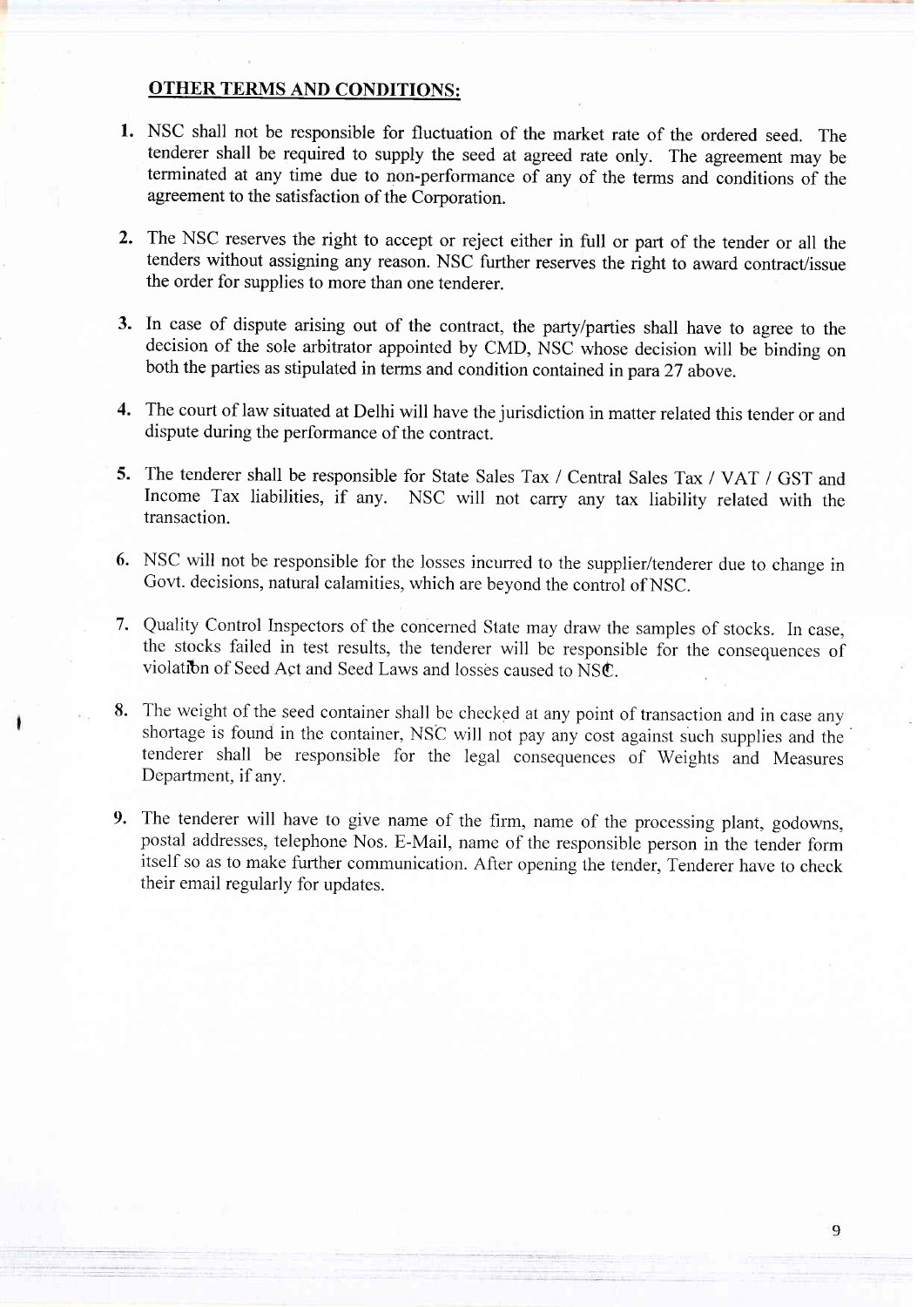## OTHER TERMS AND CONDITIONS:

1. NSC shall not be responsible for fluctuation of the market rate of the ordered seed. The tenderer shall be required to supply the seed at agreed rate only. The agreement may be terminated at any time due to non-performance of any of the terms and conditions of the agreement to the satisfaction of the Corporation.

2. The NSC reserves the right to accept or reject either in full or part of the tender or all the tenders without assigning any reason. NSC further reserves the right to award contract/issue the order for supplies to more than one tenderer.

3. In case of dispute arising out of the contract, the party/parties shall have to agree to the decision of the sole arbitrator appointed by CMD, NSC whose decision will be binding on both the parties as stipulated in terms and condition contained in para 27 above.

4. The court of law situated at Delhi will have the jurisdiction in matter related this tender or and dispute during the performance of the contract.

5. The tenderer shall be responsible for State Sales Tax / Central Sales Tax / VAT / GST and Income Tax liabilities, if any. NSC will not carry any tax liability related with the transaction.

6. NSC will not be responsible for the losses incurred to the supplier/tenderer due to change in Govt. decisions, natural calamities, which are beyond the control of NSC.

7. Quality Control Inspectors of the concerned State may draw the samples of stocks. In case, the stocks failed in test results, the tenderer will be responsible for the consequences of violation of Seed Act and Seed Laws and losses caused to NSC.

8. The weight of the seed container shall be checked at any point of transaction and in case any shortage is found in the container, NSC will not pay any cost against such supplies and the tenderer shall be responsible for the legal consequences of Weights and Measures Department, if any.

9. The tenderer will have to give name of the firm, name of the processing plant, godowns, postal addresses, telephone Nos. E-Mail, name of the responsible person in the tender form itself so as to make further communication. After opening the tender, Tenderer have to check their email regularly for updates.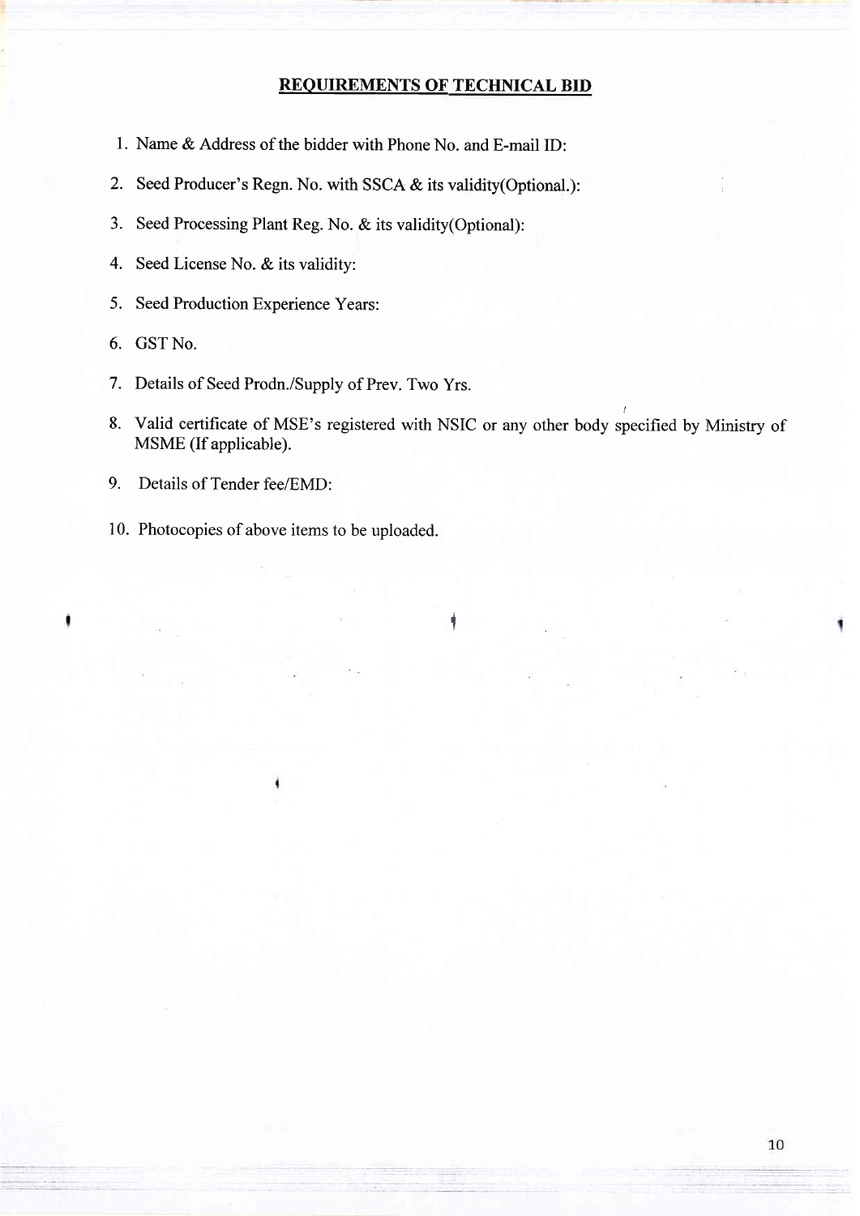## REQUIREMENTS OF TECHNICAL BID

1. Name & Address of the bidder with Phone No. and E-mail ID:
2. Seed Producer's Regn. No. with SSCA & its validity(Optional.):
3. Seed Processing Plant Reg. No. & its validity(Optional):
4. Seed License No. & its validity:
5. Seed Production Experience Years:
6. GST No.
7. Details of Seed Prodn./Supply of Prev. Two Yrs.
8. Valid certificate of MSE's registered with NSIC or any other body specified by Ministry of MSME (If applicable).
9. Details of Tender fee/EMD:
10. Photocopies of above items to be uploaded.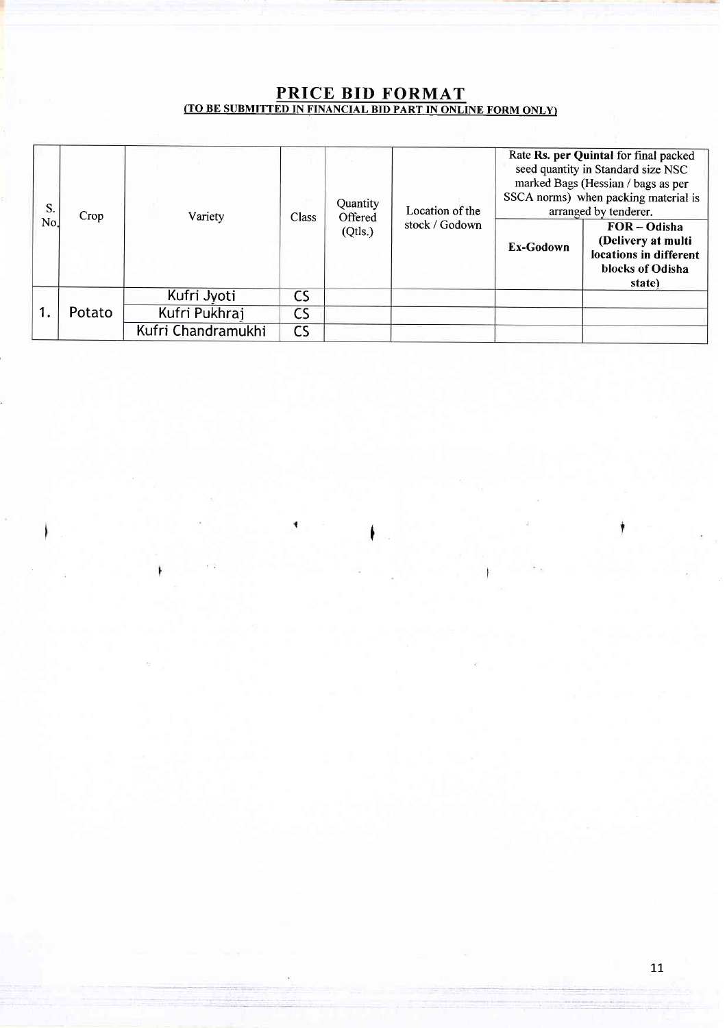## PRICE BID FORMAT

**(TO BE SUBMITTED IN FINANCIAL BID PART IN ONLINE FORM ONLY)**

| S. No. | Crop | Variety | Class | Quantity Offered (Qtls.) | Location of the stock / Godown | Rate **Rs. per Quintal** for final packed seed quantity in Standard size NSC marked Bags (Hessian / bags as per SSCA norms) when packing material is arranged by tenderer. | |
|---|---|---|---|---|---|---|---|
| | | | | | | **Ex-Godown** | **FOR – Odisha (Delivery at multi locations in different blocks of Odisha state)** |
| 1. | Potato | Kufri Jyoti | CS | | | | |
| | | Kufri Pukhraj | CS | | | | |
| | | Kufri Chandramukhi | CS | | | | |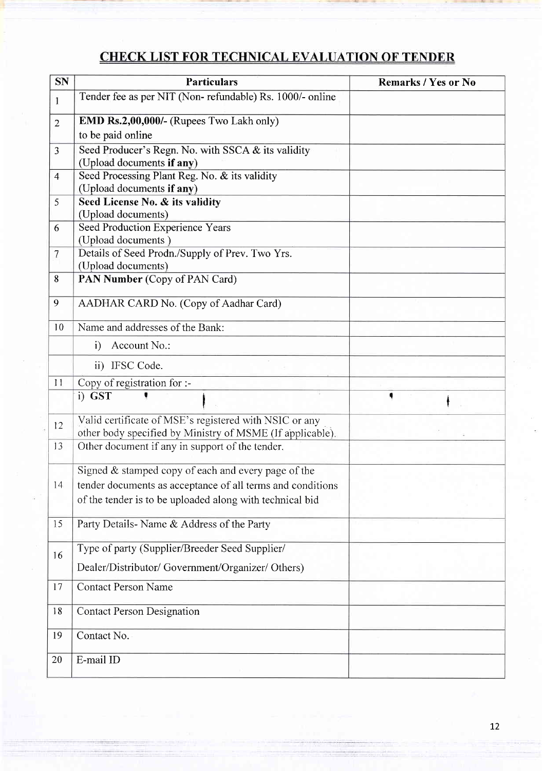## CHECK LIST FOR TECHNICAL EVALUATION OF TENDER

| SN | Particulars | Remarks / Yes or No |
|---|---|---|
| 1 | Tender fee as per NIT (Non- refundable) Rs. 1000/- online | |
| 2 | **EMD Rs.2,00,000/-** (Rupees Two Lakh only) to be paid online | |
| 3 | Seed Producer's Regn. No. with SSCA & its validity (Upload documents **if any**) | |
| 4 | Seed Processing Plant Reg. No. & its validity (Upload documents **if any**) | |
| 5 | **Seed License No. & its validity** (Upload documents) | |
| 6 | Seed Production Experience Years (Upload documents ) | |
| 7 | Details of Seed Prodn./Supply of Prev. Two Yrs. (Upload documents) | |
| 8 | **PAN Number** (Copy of PAN Card) | |
| 9 | AADHAR CARD No. (Copy of Aadhar Card) | |
| 10 | Name and addresses of the Bank: | |
| | i) Account No.: | |
| | ii) IFSC Code. | |
| 11 | Copy of registration for :- | |
| | i) **GST** | |
| 12 | Valid certificate of MSE's registered with NSIC or any other body specified by Ministry of MSME (If applicable). | |
| 13 | Other document if any in support of the tender. | |
| 14 | Signed & stamped copy of each and every page of the tender documents as acceptance of all terms and conditions of the tender is to be uploaded along with technical bid | |
| 15 | Party Details- Name & Address of the Party | |
| 16 | Type of party (Supplier/Breeder Seed Supplier/ Dealer/Distributor/ Government/Organizer/ Others) | |
| 17 | Contact Person Name | |
| 18 | Contact Person Designation | |
| 19 | Contact No. | |
| 20 | E-mail ID | |